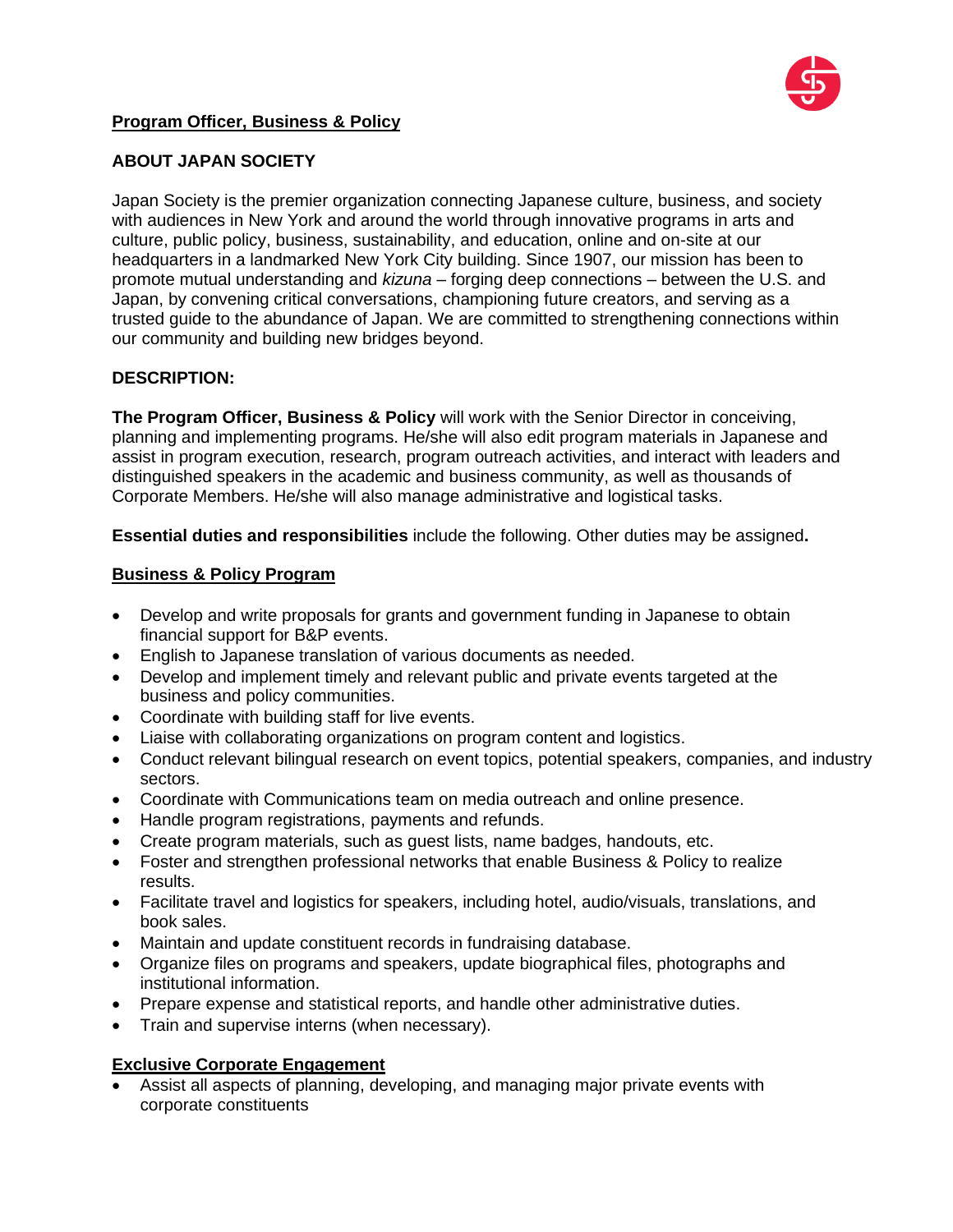## Program Officer, Business & Policy

### ABOUT JAPAN SOCIETY

Japan Society is the premier organization connecting Japanese culture, business, and society with audiences in New York and around the world through innovative programs in arts and culture, public policy, business, sustainability, and education, online and on-site at our headquarters in a landmarked New York City building. Since 1907, our mission has been to promote mutual understanding and *kizuna* – forging deep connections – between the U.S. and Japan, by convening critical conversations, championing future creators, and serving as a trusted guide to the abundance of Japan. We are committed to strengthening connections within our community and building new bridges beyond.

### DESCRIPTION:

**The Program Officer, Business & Policy** will work with the Senior Director in conceiving, planning and implementing programs. He/she will also edit program materials in Japanese and assist in program execution, research, program outreach activities, and interact with leaders and distinguished speakers in the academic and business community, as well as thousands of Corporate Members. He/she will also manage administrative and logistical tasks.

**Essential duties and responsibilities** include the following. Other duties may be assigned**.**

### Business & Policy Program

- Develop and write proposals for grants and government funding in Japanese to obtain financial support for B&P events.
- English to Japanese translation of various documents as needed.
- Develop and implement timely and relevant public and private events targeted at the business and policy communities.
- Coordinate with building staff for live events.
- Liaise with collaborating organizations on program content and logistics.
- Conduct relevant bilingual research on event topics, potential speakers, companies, and industry sectors.
- Coordinate with Communications team on media outreach and online presence.
- Handle program registrations, payments and refunds.
- Create program materials, such as guest lists, name badges, handouts, etc.
- Foster and strengthen professional networks that enable Business & Policy to realize results.
- Facilitate travel and logistics for speakers, including hotel, audio/visuals, translations, and book sales.
- Maintain and update constituent records in fundraising database.
- Organize files on programs and speakers, update biographical files, photographs and institutional information.
- Prepare expense and statistical reports, and handle other administrative duties.
- Train and supervise interns (when necessary).

### Exclusive Corporate Engagement

- Assist all aspects of planning, developing, and managing major private events with corporate constituents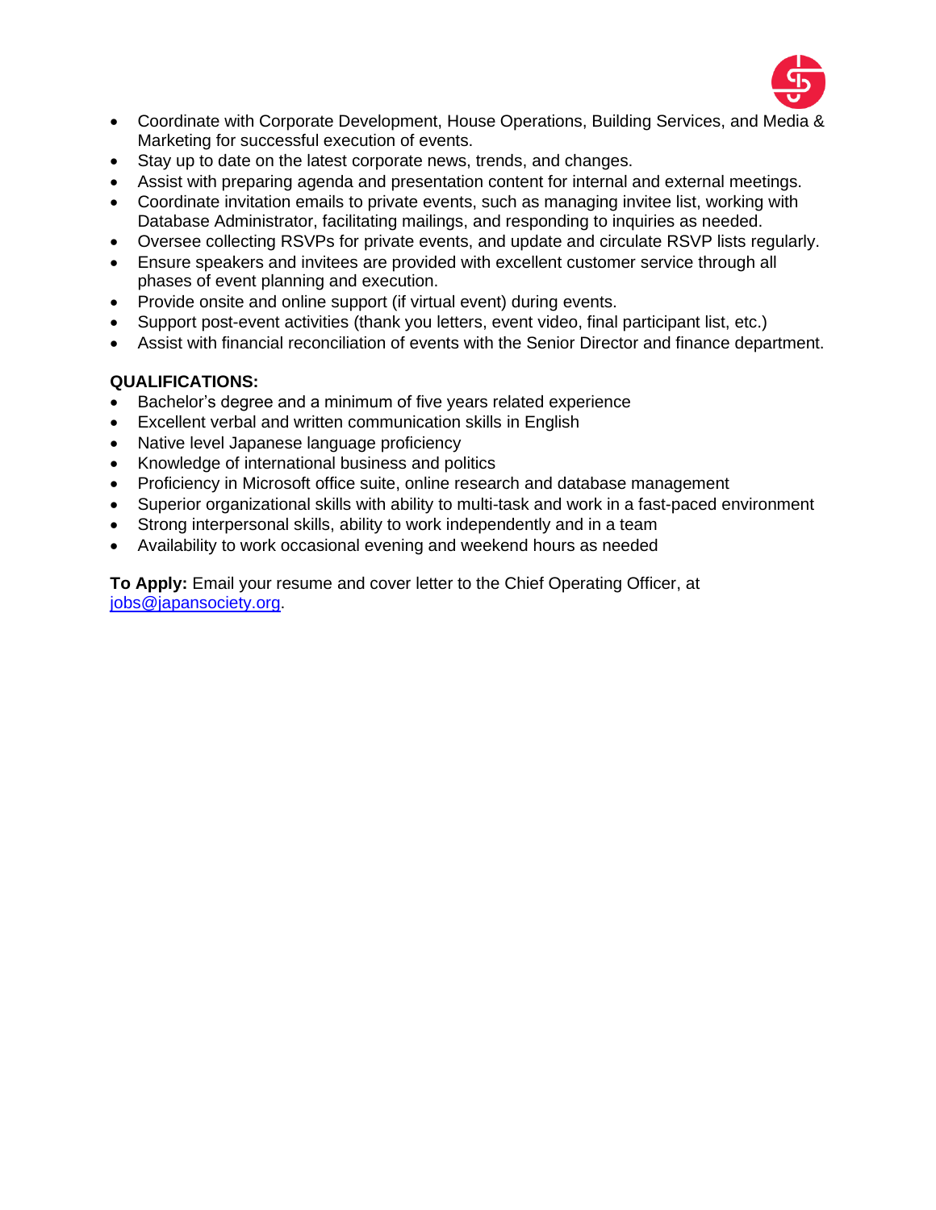- Coordinate with Corporate Development, House Operations, Building Services, and Media & Marketing for successful execution of events.
- Stay up to date on the latest corporate news, trends, and changes.
- Assist with preparing agenda and presentation content for internal and external meetings.
- Coordinate invitation emails to private events, such as managing invitee list, working with Database Administrator, facilitating mailings, and responding to inquiries as needed.
- Oversee collecting RSVPs for private events, and update and circulate RSVP lists regularly.
- Ensure speakers and invitees are provided with excellent customer service through all phases of event planning and execution.
- Provide onsite and online support (if virtual event) during events.
- Support post-event activities (thank you letters, event video, final participant list, etc.)
- Assist with financial reconciliation of events with the Senior Director and finance department.

**QUALIFICATIONS:**

- Bachelor's degree and a minimum of five years related experience
- Excellent verbal and written communication skills in English
- Native level Japanese language proficiency
- Knowledge of international business and politics
- Proficiency in Microsoft office suite, online research and database management
- Superior organizational skills with ability to multi-task and work in a fast-paced environment
- Strong interpersonal skills, ability to work independently and in a team
- Availability to work occasional evening and weekend hours as needed

**To Apply:** Email your resume and cover letter to the Chief Operating Officer, at [jobs@japansociety.org](mailto:jobs@japansociety.org).